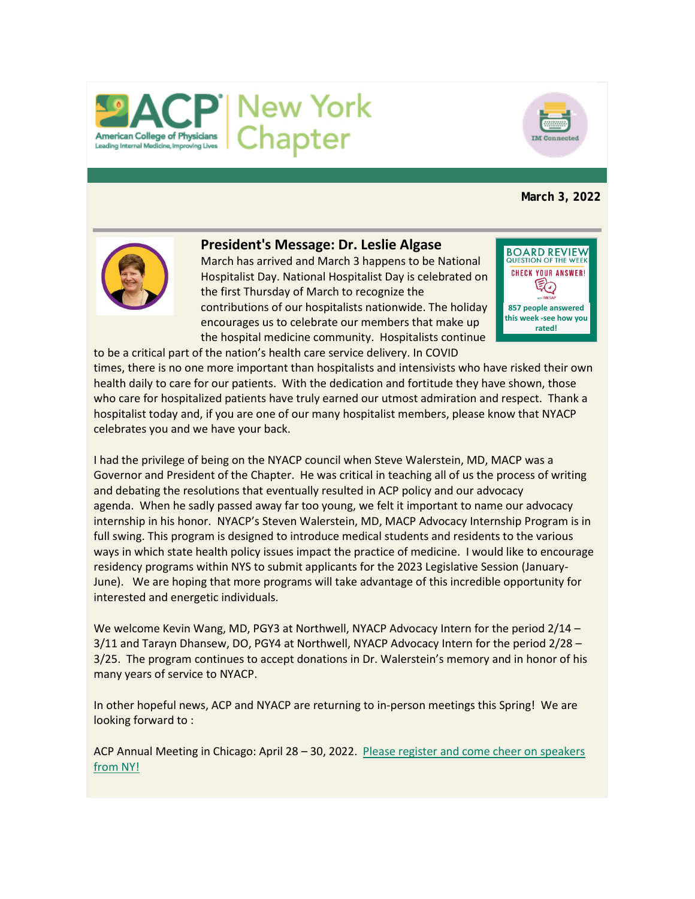ACP American College of Physicians | New York Chapter

IM Connected

**March 3, 2022**

## President's Message: Dr. Leslie Algase

BOARD REVIEW QUESTION OF THE WEEK — CHECK YOUR ANSWER! 857 people answered this week -see how you rated!

March has arrived and March 3 happens to be National Hospitalist Day. National Hospitalist Day is celebrated on the first Thursday of March to recognize the contributions of our hospitalists nationwide. The holiday encourages us to celebrate our members that make up the hospital medicine community. Hospitalists continue to be a critical part of the nation's health care service delivery. In COVID times, there is no one more important than hospitalists and intensivists who have risked their own health daily to care for our patients. With the dedication and fortitude they have shown, those who care for hospitalized patients have truly earned our utmost admiration and respect. Thank a hospitalist today and, if you are one of our many hospitalist members, please know that NYACP celebrates you and we have your back.

I had the privilege of being on the NYACP council when Steve Walerstein, MD, MACP was a Governor and President of the Chapter. He was critical in teaching all of us the process of writing and debating the resolutions that eventually resulted in ACP policy and our advocacy agenda. When he sadly passed away far too young, we felt it important to name our advocacy internship in his honor. NYACP's Steven Walerstein, MD, MACP Advocacy Internship Program is in full swing. This program is designed to introduce medical students and residents to the various ways in which state health policy issues impact the practice of medicine. I would like to encourage residency programs within NYS to submit applicants for the 2023 Legislative Session (January-June). We are hoping that more programs will take advantage of this incredible opportunity for interested and energetic individuals.

We welcome Kevin Wang, MD, PGY3 at Northwell, NYACP Advocacy Intern for the period 2/14 – 3/11 and Tarayn Dhansew, DO, PGY4 at Northwell, NYACP Advocacy Intern for the period 2/28 – 3/25. The program continues to accept donations in Dr. Walerstein's memory and in honor of his many years of service to NYACP.

In other hopeful news, ACP and NYACP are returning to in-person meetings this Spring! We are looking forward to :

ACP Annual Meeting in Chicago: April 28 – 30, 2022. [Please register and come cheer on speakers from NY!]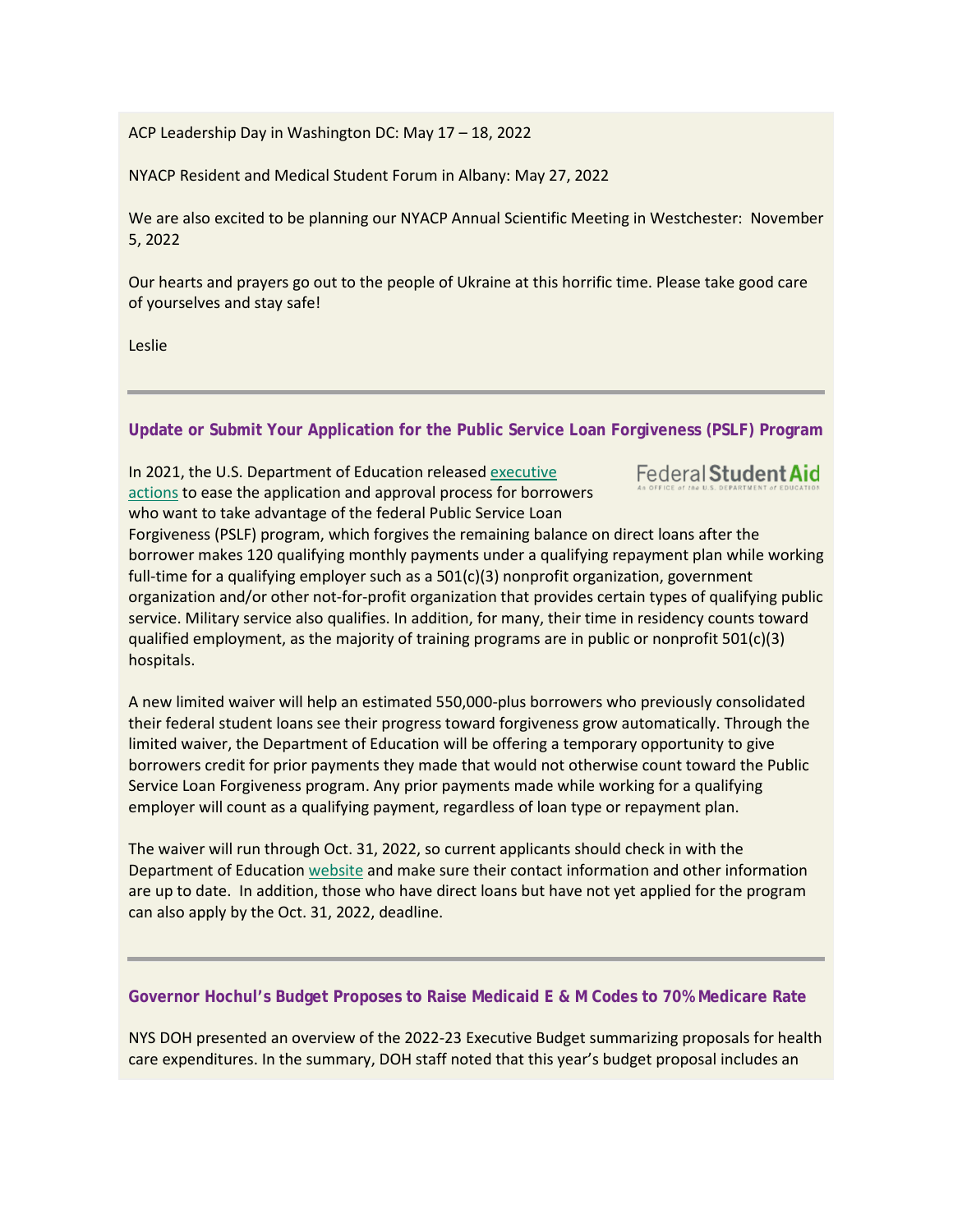ACP Leadership Day in Washington DC: May 17 – 18, 2022

NYACP Resident and Medical Student Forum in Albany: May 27, 2022

We are also excited to be planning our NYACP Annual Scientific Meeting in Westchester: November 5, 2022

Our hearts and prayers go out to the people of Ukraine at this horrific time. Please take good care of yourselves and stay safe!

Leslie

---

### Update or Submit Your Application for the Public Service Loan Forgiveness (PSLF) Program

In 2021, the U.S. Department of Education released executive actions to ease the application and approval process for borrowers who want to take advantage of the federal Public Service Loan Forgiveness (PSLF) program, which forgives the remaining balance on direct loans after the borrower makes 120 qualifying monthly payments under a qualifying repayment plan while working full-time for a qualifying employer such as a 501(c)(3) nonprofit organization, government organization and/or other not-for-profit organization that provides certain types of qualifying public service. Military service also qualifies. In addition, for many, their time in residency counts toward qualified employment, as the majority of training programs are in public or nonprofit 501(c)(3) hospitals.

A new limited waiver will help an estimated 550,000-plus borrowers who previously consolidated their federal student loans see their progress toward forgiveness grow automatically. Through the limited waiver, the Department of Education will be offering a temporary opportunity to give borrowers credit for prior payments they made that would not otherwise count toward the Public Service Loan Forgiveness program. Any prior payments made while working for a qualifying employer will count as a qualifying payment, regardless of loan type or repayment plan.

The waiver will run through Oct. 31, 2022, so current applicants should check in with the Department of Education website and make sure their contact information and other information are up to date. In addition, those who have direct loans but have not yet applied for the program can also apply by the Oct. 31, 2022, deadline.

---

### Governor Hochul's Budget Proposes to Raise Medicaid E & M Codes to 70% Medicare Rate

NYS DOH presented an overview of the 2022-23 Executive Budget summarizing proposals for health care expenditures. In the summary, DOH staff noted that this year's budget proposal includes an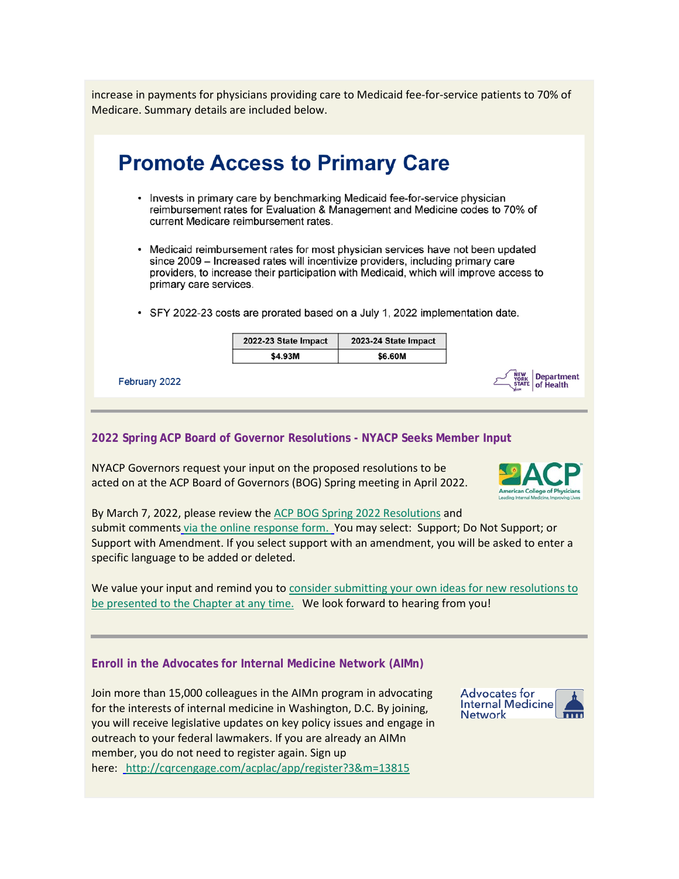increase in payments for physicians providing care to Medicaid fee-for-service patients to 70% of Medicare. Summary details are included below.

## Promote Access to Primary Care

- Invests in primary care by benchmarking Medicaid fee-for-service physician reimbursement rates for Evaluation & Management and Medicine codes to 70% of current Medicare reimbursement rates.
- Medicaid reimbursement rates for most physician services have not been updated since 2009 – Increased rates will incentivize providers, including primary care providers, to increase their participation with Medicaid, which will improve access to primary care services.
- SFY 2022-23 costs are prorated based on a July 1, 2022 implementation date.

| 2022-23 State Impact | 2023-24 State Impact |
|---|---|
| $4.93M | $6.60M |

February 2022

New York State Department of Health

---

### 2022 Spring ACP Board of Governor Resolutions - NYACP Seeks Member Input

NYACP Governors request your input on the proposed resolutions to be acted on at the ACP Board of Governors (BOG) Spring meeting in April 2022.

By March 7, 2022, please review the ACP BOG Spring 2022 Resolutions and submit comments via the online response form. You may select: Support; Do Not Support; or Support with Amendment. If you select support with an amendment, you will be asked to enter a specific language to be added or deleted.

We value your input and remind you to consider submitting your own ideas for new resolutions to be presented to the Chapter at any time. We look forward to hearing from you!

---

### Enroll in the Advocates for Internal Medicine Network (AIMn)

Join more than 15,000 colleagues in the AIMn program in advocating for the interests of internal medicine in Washington, D.C. By joining, you will receive legislative updates on key policy issues and engage in outreach to your federal lawmakers. If you are already an AIMn member, you do not need to register again. Sign up here: http://cqrcengage.com/acplac/app/register?3&m=13815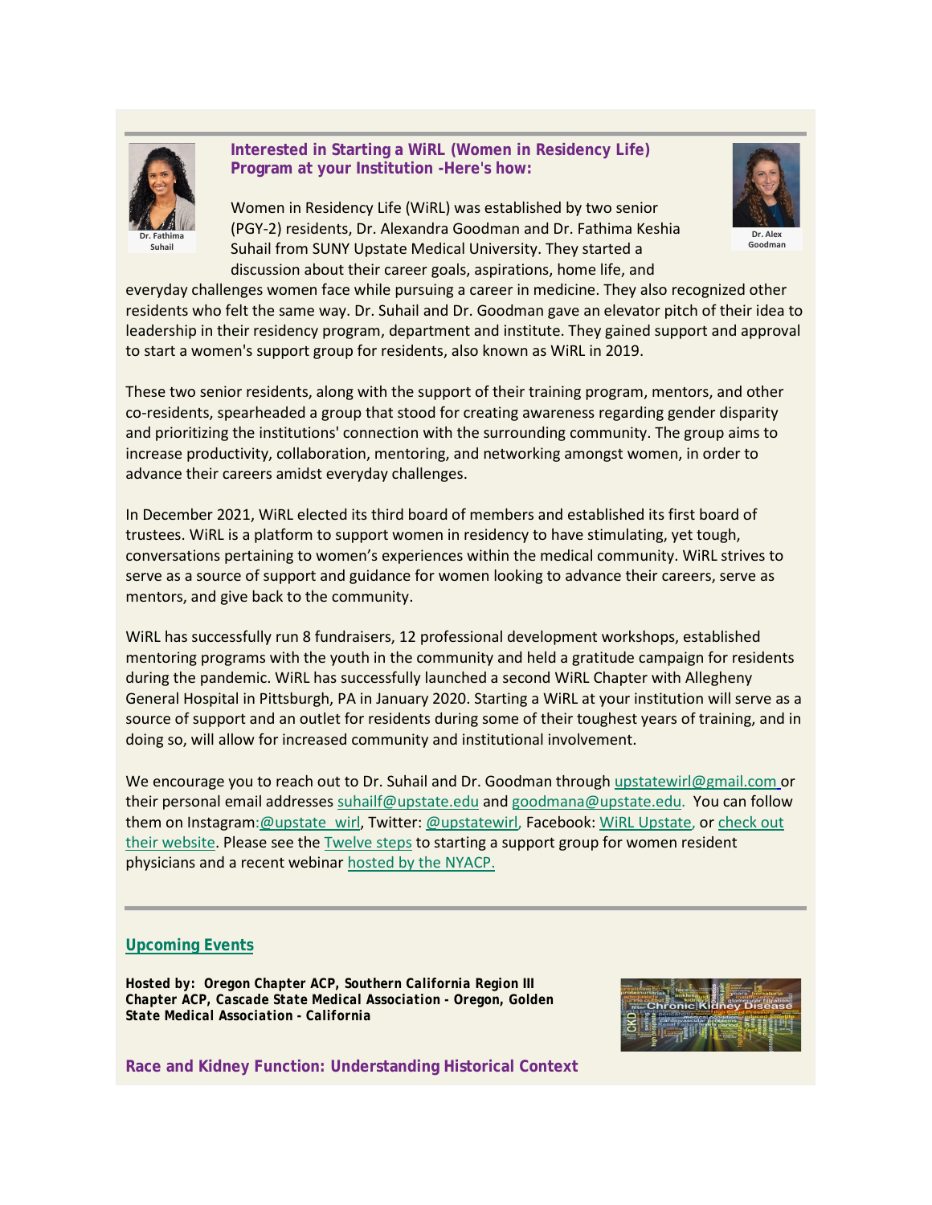Dr. Fathima Suhail

### Interested in Starting a WiRL (Women in Residency Life) Program at your Institution -Here's how:

Dr. Alex Goodman

Women in Residency Life (WiRL) was established by two senior (PGY-2) residents, Dr. Alexandra Goodman and Dr. Fathima Keshia Suhail from SUNY Upstate Medical University. They started a discussion about their career goals, aspirations, home life, and everyday challenges women face while pursuing a career in medicine. They also recognized other residents who felt the same way. Dr. Suhail and Dr. Goodman gave an elevator pitch of their idea to leadership in their residency program, department and institute. They gained support and approval to start a women's support group for residents, also known as WiRL in 2019.

These two senior residents, along with the support of their training program, mentors, and other co-residents, spearheaded a group that stood for creating awareness regarding gender disparity and prioritizing the institutions' connection with the surrounding community. The group aims to increase productivity, collaboration, mentoring, and networking amongst women, in order to advance their careers amidst everyday challenges.

In December 2021, WiRL elected its third board of members and established its first board of trustees. WiRL is a platform to support women in residency to have stimulating, yet tough, conversations pertaining to women's experiences within the medical community. WiRL strives to serve as a source of support and guidance for women looking to advance their careers, serve as mentors, and give back to the community.

WiRL has successfully run 8 fundraisers, 12 professional development workshops, established mentoring programs with the youth in the community and held a gratitude campaign for residents during the pandemic. WiRL has successfully launched a second WiRL Chapter with Allegheny General Hospital in Pittsburgh, PA in January 2020. Starting a WiRL at your institution will serve as a source of support and an outlet for residents during some of their toughest years of training, and in doing so, will allow for increased community and institutional involvement.

We encourage you to reach out to Dr. Suhail and Dr. Goodman through upstatewirl@gmail.com or their personal email addresses suhailf@upstate.edu and goodmana@upstate.edu. You can follow them on Instagram: @upstate_wirl, Twitter: @upstatewirl, Facebook: WiRL Upstate, or check out their website. Please see the Twelve steps to starting a support group for women resident physicians and a recent webinar hosted by the NYACP.

---

## Upcoming Events

**Hosted by: Oregon Chapter ACP, Southern California Region III Chapter ACP, Cascade State Medical Association - Oregon, Golden State Medical Association - California**

### Race and Kidney Function: Understanding Historical Context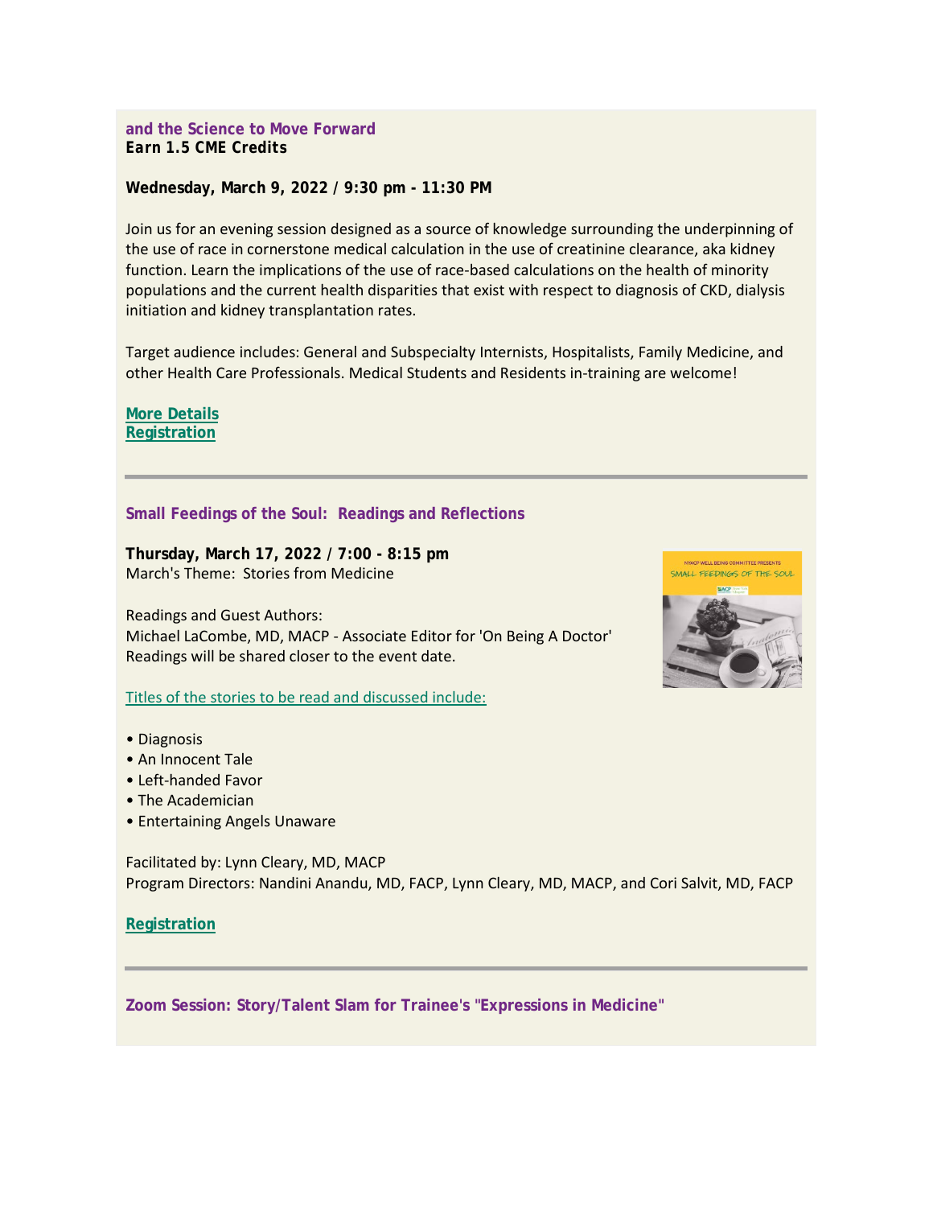**and the Science to Move Forward**
***Earn 1.5 CME Credits***

**Wednesday, March 9, 2022 / 9:30 pm - 11:30 PM**

Join us for an evening session designed as a source of knowledge surrounding the underpinning of the use of race in cornerstone medical calculation in the use of creatinine clearance, aka kidney function. Learn the implications of the use of race-based calculations on the health of minority populations and the current health disparities that exist with respect to diagnosis of CKD, dialysis initiation and kidney transplantation rates.

Target audience includes: General and Subspecialty Internists, Hospitalists, Family Medicine, and other Health Care Professionals. Medical Students and Residents in-training are welcome!

**More Details**
**Registration**

---

**Small Feedings of the Soul: Readings and Reflections**

**Thursday, March 17, 2022 / 7:00 - 8:15 pm**
March's Theme: Stories from Medicine

Readings and Guest Authors:
Michael LaCombe, MD, MACP - Associate Editor for 'On Being A Doctor'
Readings will be shared closer to the event date.

Titles of the stories to be read and discussed include:

- Diagnosis
- An Innocent Tale
- Left-handed Favor
- The Academician
- Entertaining Angels Unaware

Facilitated by: Lynn Cleary, MD, MACP
Program Directors: Nandini Anandu, MD, FACP, Lynn Cleary, MD, MACP, and Cori Salvit, MD, FACP

**Registration**

---

**Zoom Session: Story/Talent Slam for Trainee's "Expressions in Medicine"**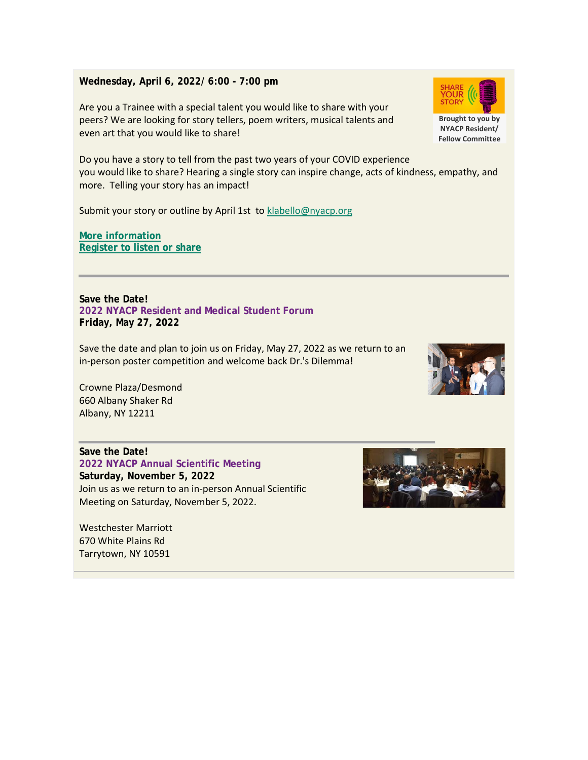**Wednesday, April 6, 2022/ 6:00 - 7:00 pm**

Are you a Trainee with a special talent you would like to share with your peers? We are looking for story tellers, poem writers, musical talents and even art that you would like to share!

Brought to you by NYACP Resident/ Fellow Committee

Do you have a story to tell from the past two years of your COVID experience you would like to share? Hearing a single story can inspire change, acts of kindness, empathy, and more. Telling your story has an impact!

Submit your story or outline by April 1st to klabello@nyacp.org

**More information**
**Register to listen or share**

---

**Save the Date!**
**2022 NYACP Resident and Medical Student Forum**
**Friday, May 27, 2022**

Save the date and plan to join us on Friday, May 27, 2022 as we return to an in-person poster competition and welcome back Dr.'s Dilemma!

Crowne Plaza/Desmond
660 Albany Shaker Rd
Albany, NY 12211

---

**Save the Date!**
**2022 NYACP Annual Scientific Meeting**
**Saturday, November 5, 2022**
Join us as we return to an in-person Annual Scientific Meeting on Saturday, November 5, 2022.

Westchester Marriott
670 White Plains Rd
Tarrytown, NY 10591